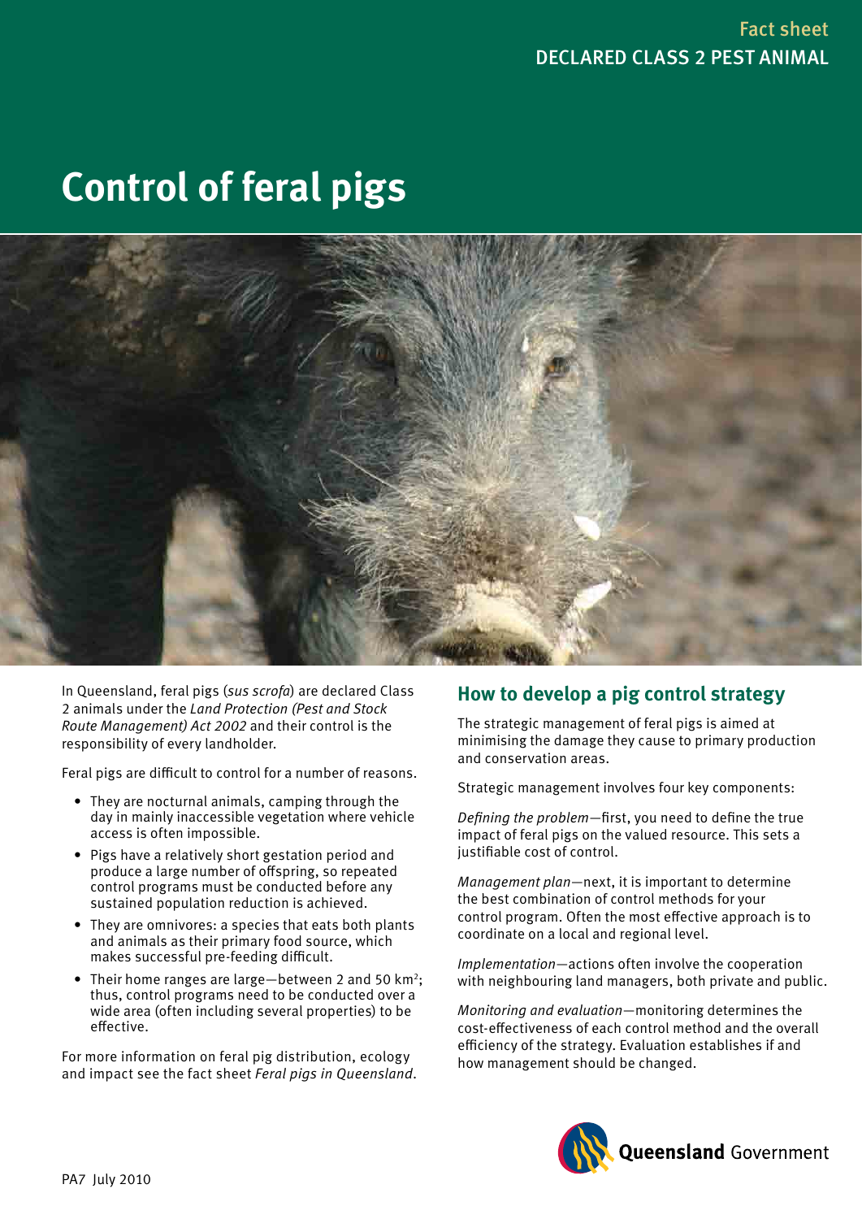Fact sheet

DECLARED CLASS 2 PEST ANIMAL

# Control of feral pigs

In Queensland, feral pigs (*sus scrofa*) are declared Class 2 animals under the *Land Protection (Pest and Stock Route Management) Act 2002* and their control is the responsibility of every landholder.

Feral pigs are difficult to control for a number of reasons.

- They are nocturnal animals, camping through the day in mainly inaccessible vegetation where vehicle access is often impossible.
- Pigs have a relatively short gestation period and produce a large number of offspring, so repeated control programs must be conducted before any sustained population reduction is achieved.
- They are omnivores: a species that eats both plants and animals as their primary food source, which makes successful pre-feeding difficult.
- Their home ranges are large—between 2 and 50 km$^2$; thus, control programs need to be conducted over a wide area (often including several properties) to be effective.

For more information on feral pig distribution, ecology and impact see the fact sheet *Feral pigs in Queensland*.

## How to develop a pig control strategy

The strategic management of feral pigs is aimed at minimising the damage they cause to primary production and conservation areas.

Strategic management involves four key components:

*Defining the problem*—first, you need to define the true impact of feral pigs on the valued resource. This sets a justifiable cost of control.

*Management plan*—next, it is important to determine the best combination of control methods for your control program. Often the most effective approach is to coordinate on a local and regional level.

*Implementation*—actions often involve the cooperation with neighbouring land managers, both private and public.

*Monitoring and evaluation*—monitoring determines the cost-effectiveness of each control method and the overall efficiency of the strategy. Evaluation establishes if and how management should be changed.

PA7 July 2010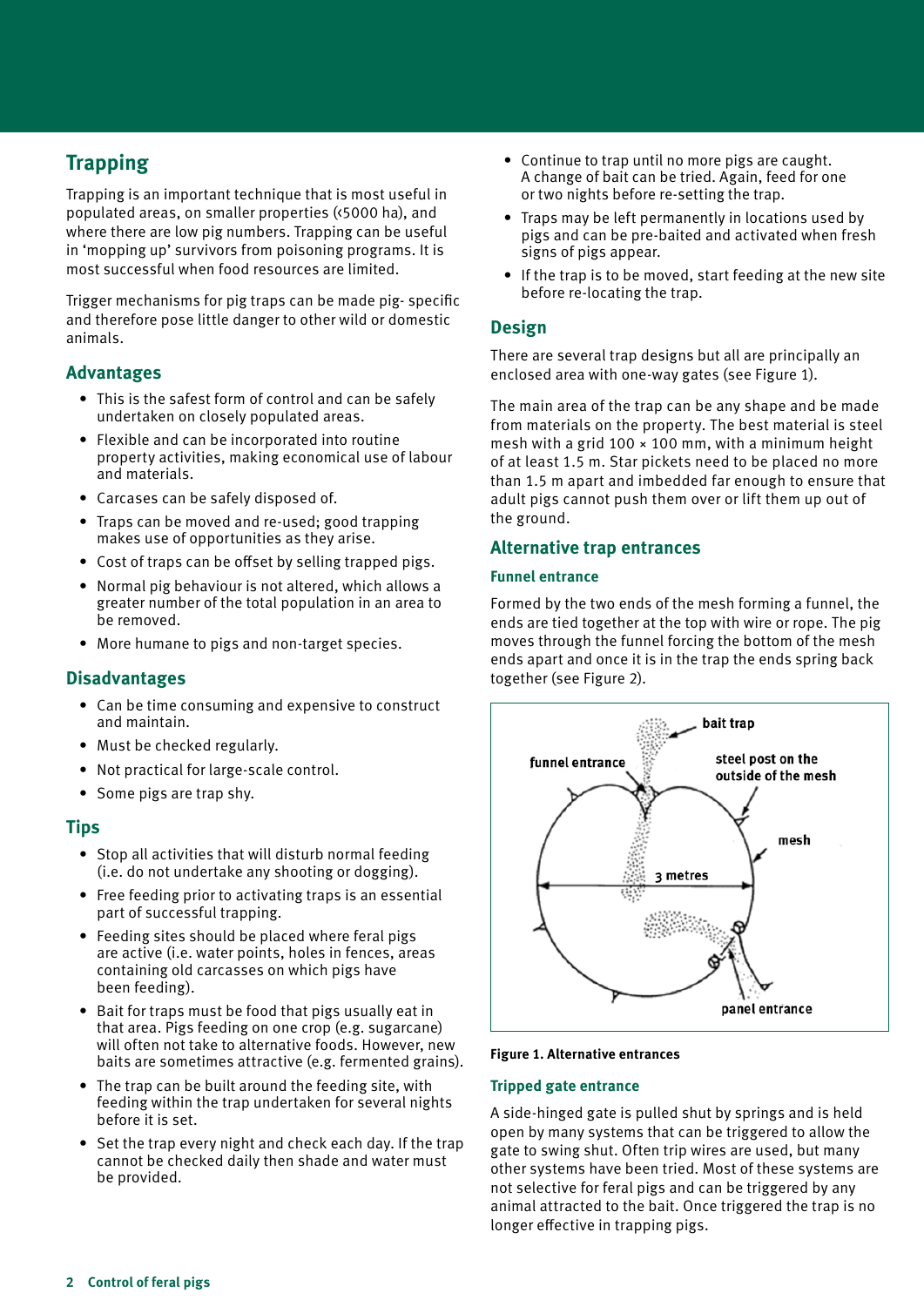## Trapping

Trapping is an important technique that is most useful in populated areas, on smaller properties (‹5000 ha), and where there are low pig numbers. Trapping can be useful in 'mopping up' survivors from poisoning programs. It is most successful when food resources are limited.

Trigger mechanisms for pig traps can be made pig- specific and therefore pose little danger to other wild or domestic animals.

### Advantages

- This is the safest form of control and can be safely undertaken on closely populated areas.
- Flexible and can be incorporated into routine property activities, making economical use of labour and materials.
- Carcases can be safely disposed of.
- Traps can be moved and re-used; good trapping makes use of opportunities as they arise.
- Cost of traps can be offset by selling trapped pigs.
- Normal pig behaviour is not altered, which allows a greater number of the total population in an area to be removed.
- More humane to pigs and non-target species.

### Disadvantages

- Can be time consuming and expensive to construct and maintain.
- Must be checked regularly.
- Not practical for large-scale control.
- Some pigs are trap shy.

### Tips

- Stop all activities that will disturb normal feeding (i.e. do not undertake any shooting or dogging).
- Free feeding prior to activating traps is an essential part of successful trapping.
- Feeding sites should be placed where feral pigs are active (i.e. water points, holes in fences, areas containing old carcasses on which pigs have been feeding).
- Bait for traps must be food that pigs usually eat in that area. Pigs feeding on one crop (e.g. sugarcane) will often not take to alternative foods. However, new baits are sometimes attractive (e.g. fermented grains).
- The trap can be built around the feeding site, with feeding within the trap undertaken for several nights before it is set.
- Set the trap every night and check each day. If the trap cannot be checked daily then shade and water must be provided.
- Continue to trap until no more pigs are caught. A change of bait can be tried. Again, feed for one or two nights before re-setting the trap.
- Traps may be left permanently in locations used by pigs and can be pre-baited and activated when fresh signs of pigs appear.
- If the trap is to be moved, start feeding at the new site before re-locating the trap.

### Design

There are several trap designs but all are principally an enclosed area with one-way gates (see Figure 1).

The main area of the trap can be any shape and be made from materials on the property. The best material is steel mesh with a grid 100 × 100 mm, with a minimum height of at least 1.5 m. Star pickets need to be placed no more than 1.5 m apart and imbedded far enough to ensure that adult pigs cannot push them over or lift them up out of the ground.

### Alternative trap entrances

#### Funnel entrance

Formed by the two ends of the mesh forming a funnel, the ends are tied together at the top with wire or rope. The pig moves through the funnel forcing the bottom of the mesh ends apart and once it is in the trap the ends spring back together (see Figure 2).

bait trap

funnel entrance

steel post on the outside of the mesh

mesh

3 metres

panel entrance

**Figure 1. Alternative entrances**

#### Tripped gate entrance

A side-hinged gate is pulled shut by springs and is held open by many systems that can be triggered to allow the gate to swing shut. Often trip wires are used, but many other systems have been tried. Most of these systems are not selective for feral pigs and can be triggered by any animal attracted to the bait. Once triggered the trap is no longer effective in trapping pigs.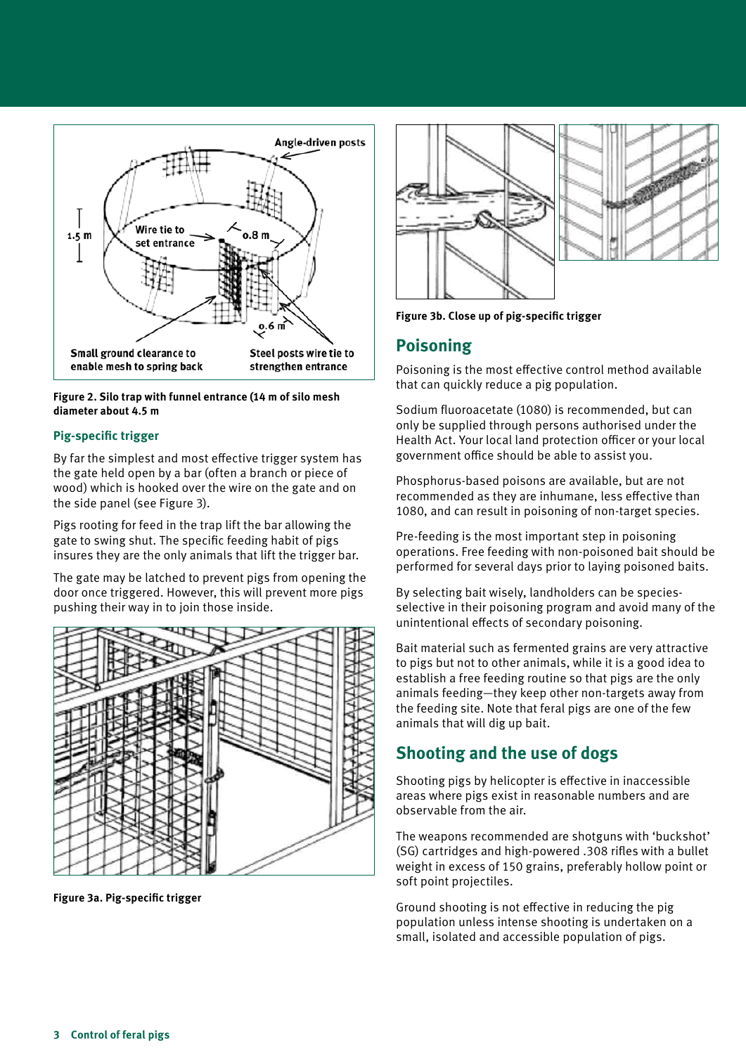Figure 2. Silo trap with funnel entrance (14 m of silo mesh diameter about 4.5 m

### Pig-specific trigger

By far the simplest and most effective trigger system has the gate held open by a bar (often a branch or piece of wood) which is hooked over the wire on the gate and on the side panel (see Figure 3).

Pigs rooting for feed in the trap lift the bar allowing the gate to swing shut. The specific feeding habit of pigs insures they are the only animals that lift the trigger bar.

The gate may be latched to prevent pigs from opening the door once triggered. However, this will prevent more pigs pushing their way in to join those inside.

Figure 3a. Pig-specific trigger

Figure 3b. Close up of pig-specific trigger

## Poisoning

Poisoning is the most effective control method available that can quickly reduce a pig population.

Sodium fluoroacetate (1080) is recommended, but can only be supplied through persons authorised under the Health Act. Your local land protection officer or your local government office should be able to assist you.

Phosphorus-based poisons are available, but are not recommended as they are inhumane, less effective than 1080, and can result in poisoning of non-target species.

Pre-feeding is the most important step in poisoning operations. Free feeding with non-poisoned bait should be performed for several days prior to laying poisoned baits.

By selecting bait wisely, landholders can be species-selective in their poisoning program and avoid many of the unintentional effects of secondary poisoning.

Bait material such as fermented grains are very attractive to pigs but not to other animals, while it is a good idea to establish a free feeding routine so that pigs are the only animals feeding—they keep other non-targets away from the feeding site. Note that feral pigs are one of the few animals that will dig up bait.

## Shooting and the use of dogs

Shooting pigs by helicopter is effective in inaccessible areas where pigs exist in reasonable numbers and are observable from the air.

The weapons recommended are shotguns with 'buckshot' (SG) cartridges and high-powered .308 rifles with a bullet weight in excess of 150 grains, preferably hollow point or soft point projectiles.

Ground shooting is not effective in reducing the pig population unless intense shooting is undertaken on a small, isolated and accessible population of pigs.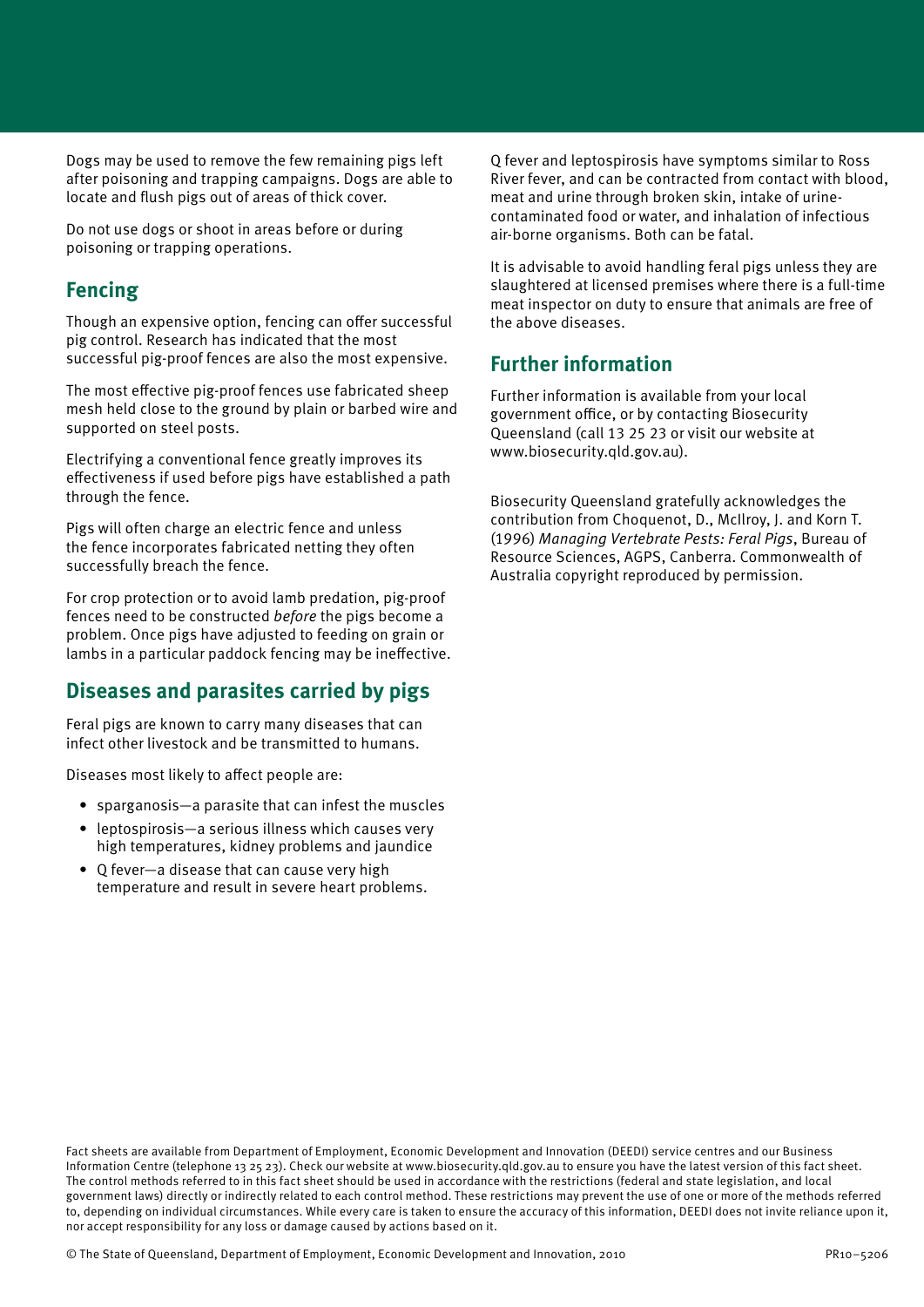Dogs may be used to remove the few remaining pigs left after poisoning and trapping campaigns. Dogs are able to locate and flush pigs out of areas of thick cover.

Do not use dogs or shoot in areas before or during poisoning or trapping operations.

## Fencing

Though an expensive option, fencing can offer successful pig control. Research has indicated that the most successful pig-proof fences are also the most expensive.

The most effective pig-proof fences use fabricated sheep mesh held close to the ground by plain or barbed wire and supported on steel posts.

Electrifying a conventional fence greatly improves its effectiveness if used before pigs have established a path through the fence.

Pigs will often charge an electric fence and unless the fence incorporates fabricated netting they often successfully breach the fence.

For crop protection or to avoid lamb predation, pig-proof fences need to be constructed *before* the pigs become a problem. Once pigs have adjusted to feeding on grain or lambs in a particular paddock fencing may be ineffective.

## Diseases and parasites carried by pigs

Feral pigs are known to carry many diseases that can infect other livestock and be transmitted to humans.

Diseases most likely to affect people are:

- sparganosis—a parasite that can infest the muscles
- leptospirosis—a serious illness which causes very high temperatures, kidney problems and jaundice
- Q fever—a disease that can cause very high temperature and result in severe heart problems.

Q fever and leptospirosis have symptoms similar to Ross River fever, and can be contracted from contact with blood, meat and urine through broken skin, intake of urine-contaminated food or water, and inhalation of infectious air-borne organisms. Both can be fatal.

It is advisable to avoid handling feral pigs unless they are slaughtered at licensed premises where there is a full-time meat inspector on duty to ensure that animals are free of the above diseases.

## Further information

Further information is available from your local government office, or by contacting Biosecurity Queensland (call 13 25 23 or visit our website at www.biosecurity.qld.gov.au).

Biosecurity Queensland gratefully acknowledges the contribution from Choquenot, D., McIlroy, J. and Korn T. (1996) *Managing Vertebrate Pests: Feral Pigs*, Bureau of Resource Sciences, AGPS, Canberra. Commonwealth of Australia copyright reproduced by permission.

Fact sheets are available from Department of Employment, Economic Development and Innovation (DEEDI) service centres and our Business Information Centre (telephone 13 25 23). Check our website at www.biosecurity.qld.gov.au to ensure you have the latest version of this fact sheet. The control methods referred to in this fact sheet should be used in accordance with the restrictions (federal and state legislation, and local government laws) directly or indirectly related to each control method. These restrictions may prevent the use of one or more of the methods referred to, depending on individual circumstances. While every care is taken to ensure the accuracy of this information, DEEDI does not invite reliance upon it, nor accept responsibility for any loss or damage caused by actions based on it.

© The State of Queensland, Department of Employment, Economic Development and Innovation, 2010

PR10–5206